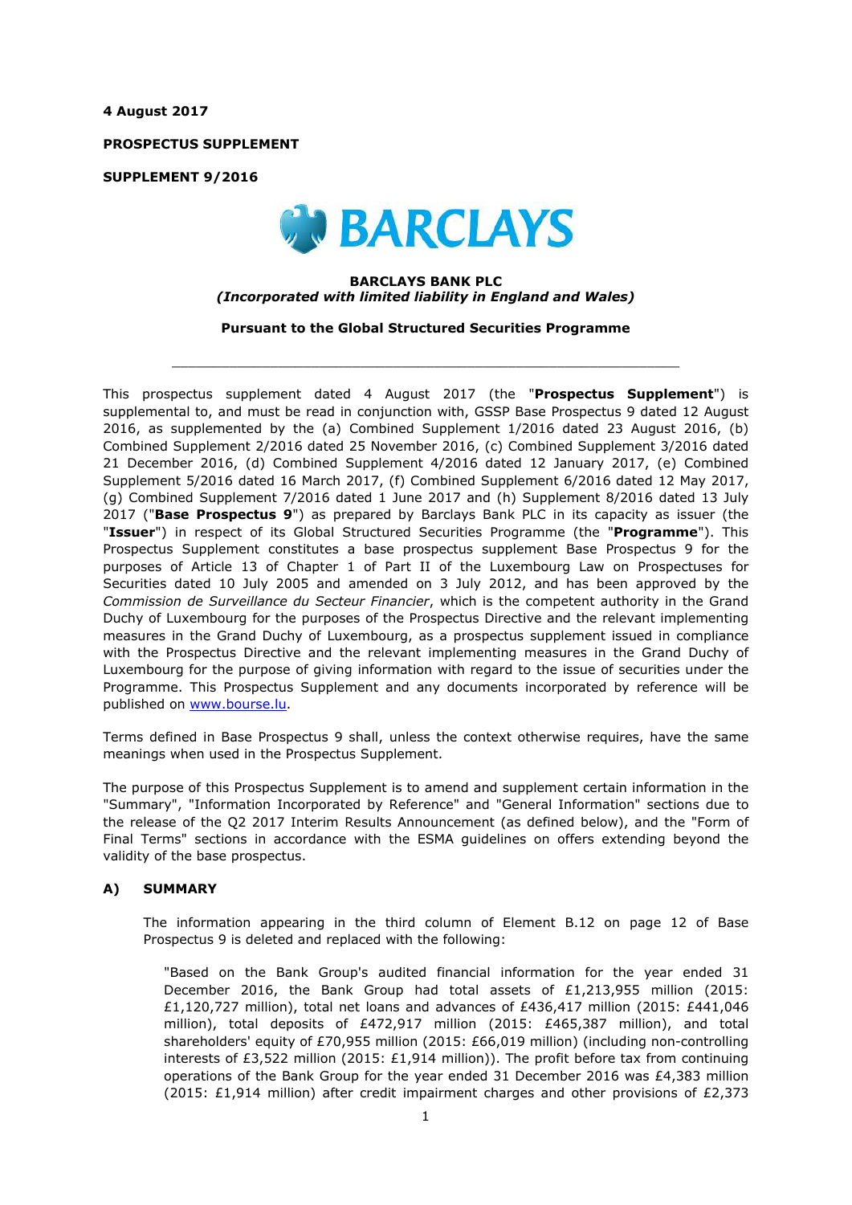**4 August 2017**

**PROSPECTUS SUPPLEMENT**

**SUPPLEMENT 9/2016**

BARCLAYS

**BARCLAYS BANK PLC**
***(Incorporated with limited liability in England and Wales)***

**Pursuant to the Global Structured Securities Programme**

---

This prospectus supplement dated 4 August 2017 (the "**Prospectus Supplement**") is supplemental to, and must be read in conjunction with, GSSP Base Prospectus 9 dated 12 August 2016, as supplemented by the (a) Combined Supplement 1/2016 dated 23 August 2016, (b) Combined Supplement 2/2016 dated 25 November 2016, (c) Combined Supplement 3/2016 dated 21 December 2016, (d) Combined Supplement 4/2016 dated 12 January 2017, (e) Combined Supplement 5/2016 dated 16 March 2017, (f) Combined Supplement 6/2016 dated 12 May 2017, (g) Combined Supplement 7/2016 dated 1 June 2017 and (h) Supplement 8/2016 dated 13 July 2017 ("**Base Prospectus 9**") as prepared by Barclays Bank PLC in its capacity as issuer (the "**Issuer**") in respect of its Global Structured Securities Programme (the "**Programme**"). This Prospectus Supplement constitutes a base prospectus supplement Base Prospectus 9 for the purposes of Article 13 of Chapter 1 of Part II of the Luxembourg Law on Prospectuses for Securities dated 10 July 2005 and amended on 3 July 2012, and has been approved by the *Commission de Surveillance du Secteur Financier*, which is the competent authority in the Grand Duchy of Luxembourg for the purposes of the Prospectus Directive and the relevant implementing measures in the Grand Duchy of Luxembourg, as a prospectus supplement issued in compliance with the Prospectus Directive and the relevant implementing measures in the Grand Duchy of Luxembourg for the purpose of giving information with regard to the issue of securities under the Programme. This Prospectus Supplement and any documents incorporated by reference will be published on www.bourse.lu.

Terms defined in Base Prospectus 9 shall, unless the context otherwise requires, have the same meanings when used in the Prospectus Supplement.

The purpose of this Prospectus Supplement is to amend and supplement certain information in the "Summary", "Information Incorporated by Reference" and "General Information" sections due to the release of the Q2 2017 Interim Results Announcement (as defined below), and the "Form of Final Terms" sections in accordance with the ESMA guidelines on offers extending beyond the validity of the base prospectus.

## A) SUMMARY

The information appearing in the third column of Element B.12 on page 12 of Base Prospectus 9 is deleted and replaced with the following:

"Based on the Bank Group's audited financial information for the year ended 31 December 2016, the Bank Group had total assets of £1,213,955 million (2015: £1,120,727 million), total net loans and advances of £436,417 million (2015: £441,046 million), total deposits of £472,917 million (2015: £465,387 million), and total shareholders' equity of £70,955 million (2015: £66,019 million) (including non-controlling interests of £3,522 million (2015: £1,914 million)). The profit before tax from continuing operations of the Bank Group for the year ended 31 December 2016 was £4,383 million (2015: £1,914 million) after credit impairment charges and other provisions of £2,373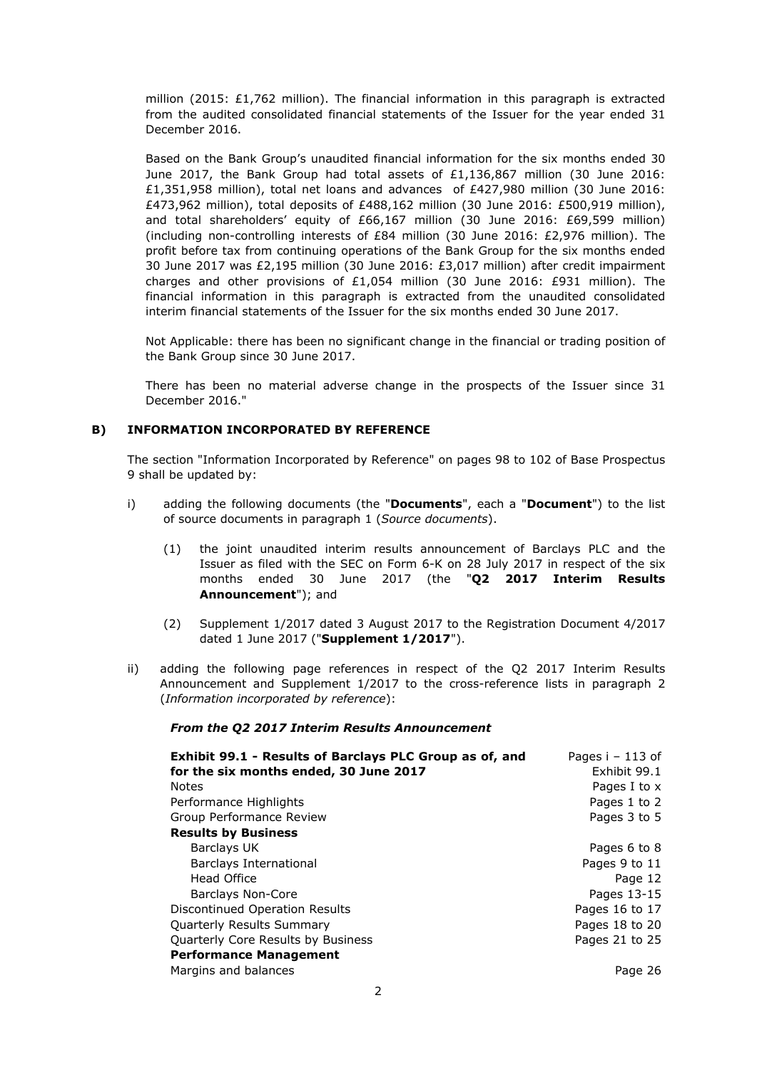million (2015: £1,762 million). The financial information in this paragraph is extracted from the audited consolidated financial statements of the Issuer for the year ended 31 December 2016.

Based on the Bank Group's unaudited financial information for the six months ended 30 June 2017, the Bank Group had total assets of £1,136,867 million (30 June 2016: £1,351,958 million), total net loans and advances of £427,980 million (30 June 2016: £473,962 million), total deposits of £488,162 million (30 June 2016: £500,919 million), and total shareholders' equity of £66,167 million (30 June 2016: £69,599 million) (including non-controlling interests of £84 million (30 June 2016: £2,976 million). The profit before tax from continuing operations of the Bank Group for the six months ended 30 June 2017 was £2,195 million (30 June 2016: £3,017 million) after credit impairment charges and other provisions of £1,054 million (30 June 2016: £931 million). The financial information in this paragraph is extracted from the unaudited consolidated interim financial statements of the Issuer for the six months ended 30 June 2017.

Not Applicable: there has been no significant change in the financial or trading position of the Bank Group since 30 June 2017.

There has been no material adverse change in the prospects of the Issuer since 31 December 2016."

### B) INFORMATION INCORPORATED BY REFERENCE

The section "Information Incorporated by Reference" on pages 98 to 102 of Base Prospectus 9 shall be updated by:

i) adding the following documents (the "**Documents**", each a "**Document**") to the list of source documents in paragraph 1 (*Source documents*).

   (1) the joint unaudited interim results announcement of Barclays PLC and the Issuer as filed with the SEC on Form 6-K on 28 July 2017 in respect of the six months ended 30 June 2017 (the "**Q2 2017 Interim Results Announcement**"); and

   (2) Supplement 1/2017 dated 3 August 2017 to the Registration Document 4/2017 dated 1 June 2017 ("**Supplement 1/2017**").

ii) adding the following page references in respect of the Q2 2017 Interim Results Announcement and Supplement 1/2017 to the cross-reference lists in paragraph 2 (*Information incorporated by reference*):

***From the Q2 2017 Interim Results Announcement***

| | |
|---|---|
| **Exhibit 99.1 - Results of Barclays PLC Group as of, and for the six months ended, 30 June 2017** | Pages i – 113 of Exhibit 99.1 |
| Notes | Pages I to x |
| Performance Highlights | Pages 1 to 2 |
| Group Performance Review | Pages 3 to 5 |
| **Results by Business** | |
| Barclays UK | Pages 6 to 8 |
| Barclays International | Pages 9 to 11 |
| Head Office | Page 12 |
| Barclays Non-Core | Pages 13-15 |
| Discontinued Operation Results | Pages 16 to 17 |
| Quarterly Results Summary | Pages 18 to 20 |
| Quarterly Core Results by Business | Pages 21 to 25 |
| **Performance Management** | |
| Margins and balances | Page 26 |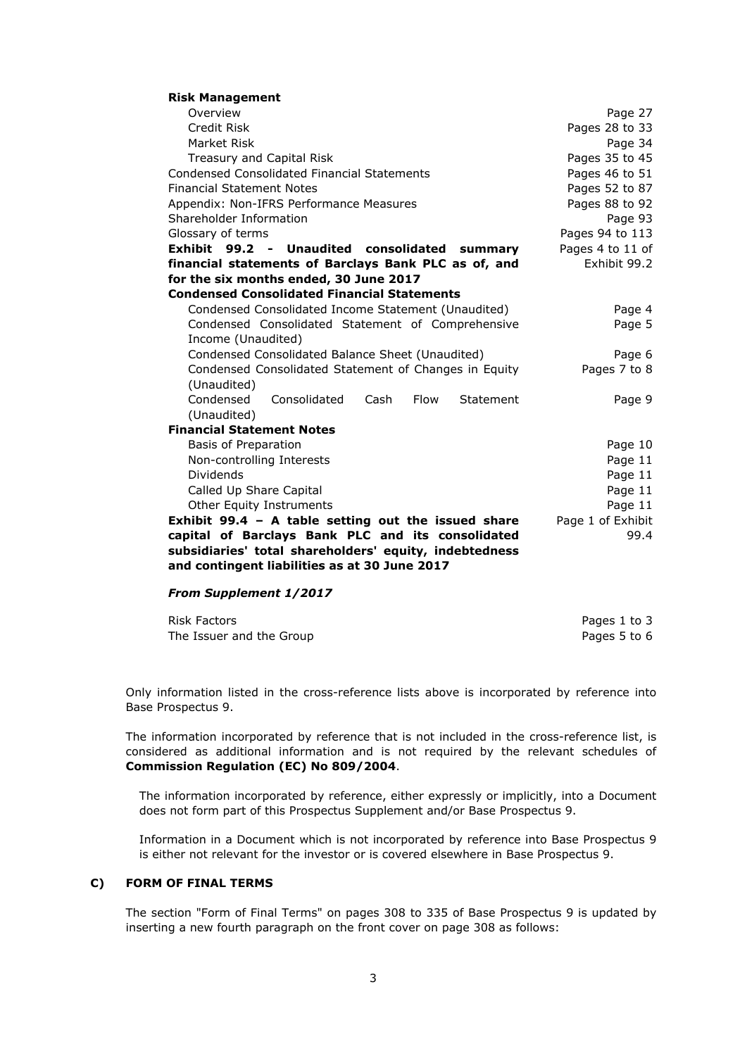| | |
|---|---|
| **Risk Management** | |
| Overview | Page 27 |
| Credit Risk | Pages 28 to 33 |
| Market Risk | Page 34 |
| Treasury and Capital Risk | Pages 35 to 45 |
| Condensed Consolidated Financial Statements | Pages 46 to 51 |
| Financial Statement Notes | Pages 52 to 87 |
| Appendix: Non-IFRS Performance Measures | Pages 88 to 92 |
| Shareholder Information | Page 93 |
| Glossary of terms | Pages 94 to 113 |
| **Exhibit 99.2 - Unaudited consolidated summary financial statements of Barclays Bank PLC as of, and for the six months ended, 30 June 2017** | Pages 4 to 11 of Exhibit 99.2 |
| **Condensed Consolidated Financial Statements** | |
| Condensed Consolidated Income Statement (Unaudited) | Page 4 |
| Condensed Consolidated Statement of Comprehensive Income (Unaudited) | Page 5 |
| Condensed Consolidated Balance Sheet (Unaudited) | Page 6 |
| Condensed Consolidated Statement of Changes in Equity (Unaudited) | Pages 7 to 8 |
| Condensed Consolidated Cash Flow Statement (Unaudited) | Page 9 |
| **Financial Statement Notes** | |
| Basis of Preparation | Page 10 |
| Non-controlling Interests | Page 11 |
| Dividends | Page 11 |
| Called Up Share Capital | Page 11 |
| Other Equity Instruments | Page 11 |
| **Exhibit 99.4 – A table setting out the issued share capital of Barclays Bank PLC and its consolidated subsidiaries' total shareholders' equity, indebtedness and contingent liabilities as at 30 June 2017** | Page 1 of Exhibit 99.4 |

***From Supplement 1/2017***

| | |
|---|---|
| Risk Factors | Pages 1 to 3 |
| The Issuer and the Group | Pages 5 to 6 |

Only information listed in the cross-reference lists above is incorporated by reference into Base Prospectus 9.

The information incorporated by reference that is not included in the cross-reference list, is considered as additional information and is not required by the relevant schedules of **Commission Regulation (EC) No 809/2004**.

The information incorporated by reference, either expressly or implicitly, into a Document does not form part of this Prospectus Supplement and/or Base Prospectus 9.

Information in a Document which is not incorporated by reference into Base Prospectus 9 is either not relevant for the investor or is covered elsewhere in Base Prospectus 9.

## C) FORM OF FINAL TERMS

The section "Form of Final Terms" on pages 308 to 335 of Base Prospectus 9 is updated by inserting a new fourth paragraph on the front cover on page 308 as follows: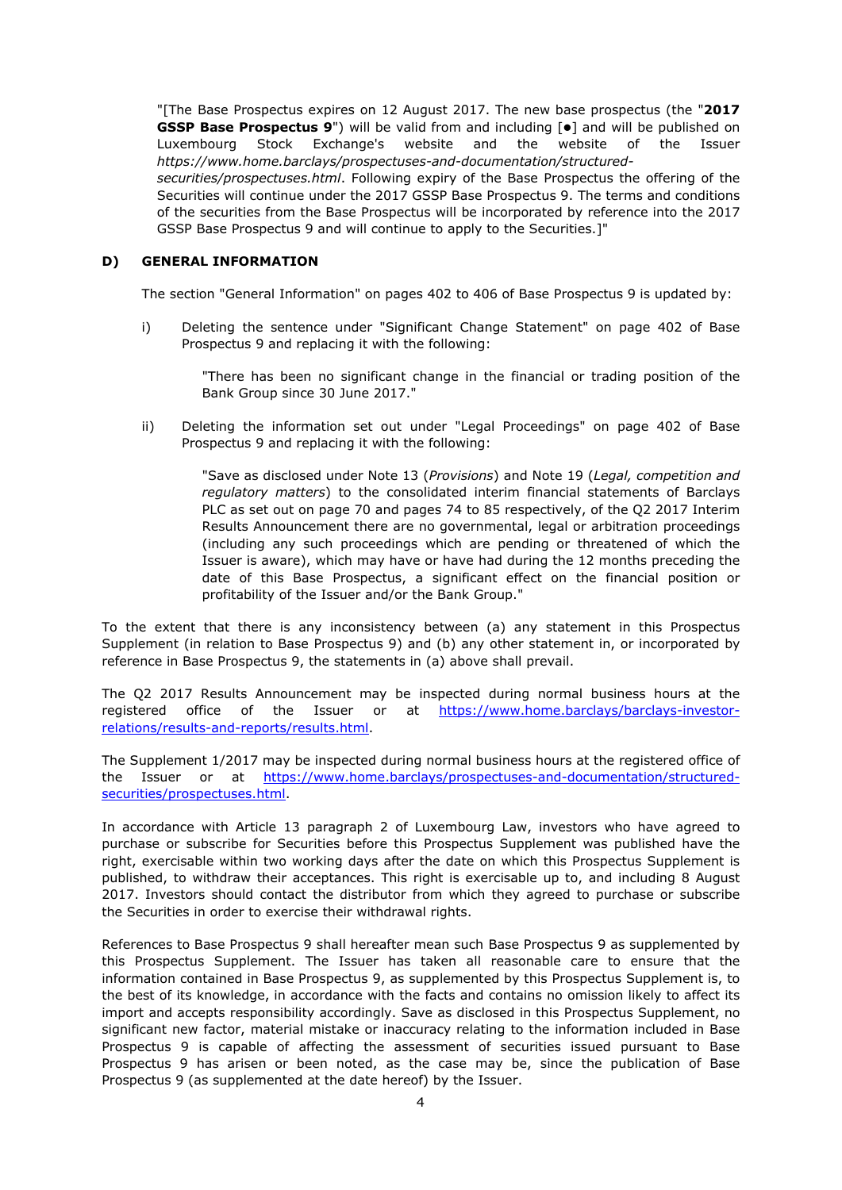"[The Base Prospectus expires on 12 August 2017. The new base prospectus (the "**2017 GSSP Base Prospectus 9**") will be valid from and including [●] and will be published on Luxembourg Stock Exchange's website and the website of the Issuer *https://www.home.barclays/prospectuses-and-documentation/structured-securities/prospectuses.html*. Following expiry of the Base Prospectus the offering of the Securities will continue under the 2017 GSSP Base Prospectus 9. The terms and conditions of the securities from the Base Prospectus will be incorporated by reference into the 2017 GSSP Base Prospectus 9 and will continue to apply to the Securities.]"

## D) GENERAL INFORMATION

The section "General Information" on pages 402 to 406 of Base Prospectus 9 is updated by:

i) Deleting the sentence under "Significant Change Statement" on page 402 of Base Prospectus 9 and replacing it with the following:

> "There has been no significant change in the financial or trading position of the Bank Group since 30 June 2017."

ii) Deleting the information set out under "Legal Proceedings" on page 402 of Base Prospectus 9 and replacing it with the following:

> "Save as disclosed under Note 13 (*Provisions*) and Note 19 (*Legal, competition and regulatory matters*) to the consolidated interim financial statements of Barclays PLC as set out on page 70 and pages 74 to 85 respectively, of the Q2 2017 Interim Results Announcement there are no governmental, legal or arbitration proceedings (including any such proceedings which are pending or threatened of which the Issuer is aware), which may have or have had during the 12 months preceding the date of this Base Prospectus, a significant effect on the financial position or profitability of the Issuer and/or the Bank Group."

To the extent that there is any inconsistency between (a) any statement in this Prospectus Supplement (in relation to Base Prospectus 9) and (b) any other statement in, or incorporated by reference in Base Prospectus 9, the statements in (a) above shall prevail.

The Q2 2017 Results Announcement may be inspected during normal business hours at the registered office of the Issuer or at https://www.home.barclays/barclays-investor-relations/results-and-reports/results.html.

The Supplement 1/2017 may be inspected during normal business hours at the registered office of the Issuer or at https://www.home.barclays/prospectuses-and-documentation/structured-securities/prospectuses.html.

In accordance with Article 13 paragraph 2 of Luxembourg Law, investors who have agreed to purchase or subscribe for Securities before this Prospectus Supplement was published have the right, exercisable within two working days after the date on which this Prospectus Supplement is published, to withdraw their acceptances. This right is exercisable up to, and including 8 August 2017. Investors should contact the distributor from which they agreed to purchase or subscribe the Securities in order to exercise their withdrawal rights.

References to Base Prospectus 9 shall hereafter mean such Base Prospectus 9 as supplemented by this Prospectus Supplement. The Issuer has taken all reasonable care to ensure that the information contained in Base Prospectus 9, as supplemented by this Prospectus Supplement is, to the best of its knowledge, in accordance with the facts and contains no omission likely to affect its import and accepts responsibility accordingly. Save as disclosed in this Prospectus Supplement, no significant new factor, material mistake or inaccuracy relating to the information included in Base Prospectus 9 is capable of affecting the assessment of securities issued pursuant to Base Prospectus 9 has arisen or been noted, as the case may be, since the publication of Base Prospectus 9 (as supplemented at the date hereof) by the Issuer.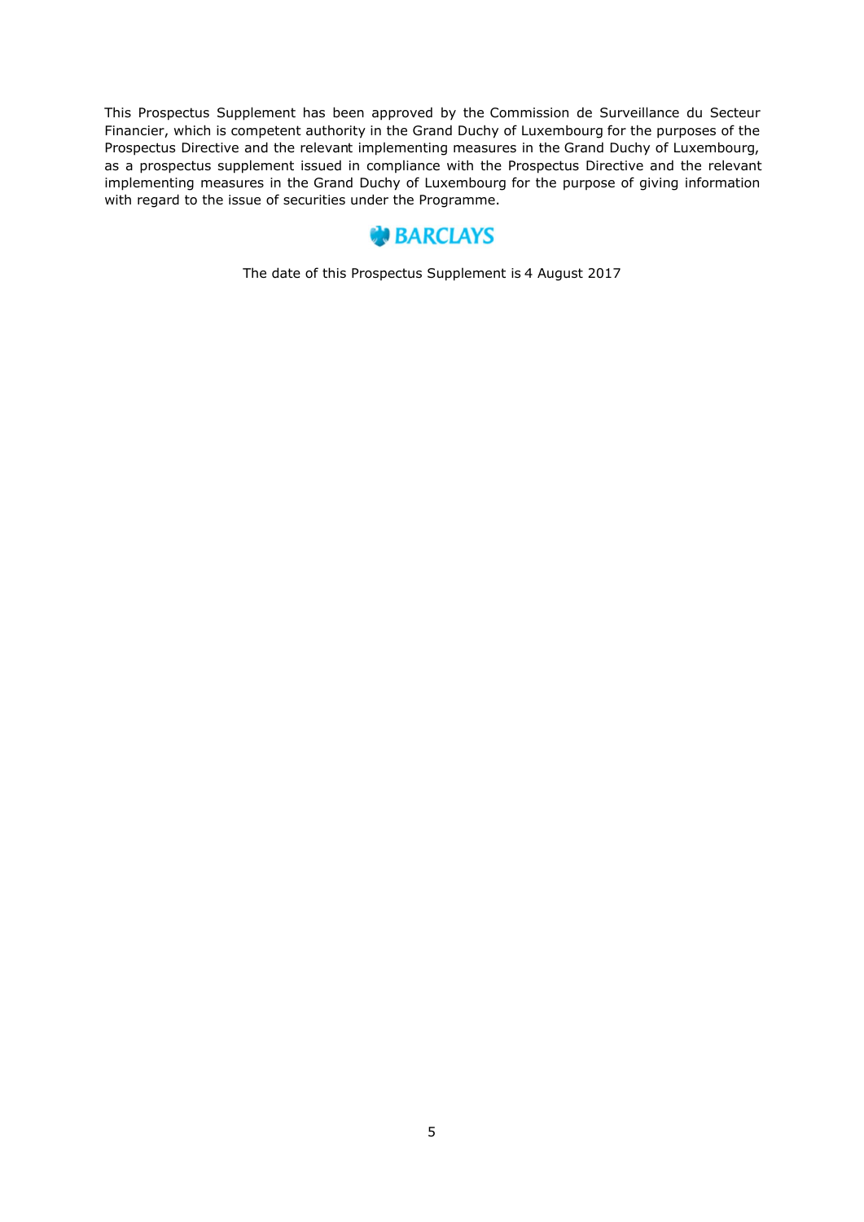This Prospectus Supplement has been approved by the Commission de Surveillance du Secteur Financier, which is competent authority in the Grand Duchy of Luxembourg for the purposes of the Prospectus Directive and the relevant implementing measures in the Grand Duchy of Luxembourg, as a prospectus supplement issued in compliance with the Prospectus Directive and the relevant implementing measures in the Grand Duchy of Luxembourg for the purpose of giving information with regard to the issue of securities under the Programme.

BARCLAYS

The date of this Prospectus Supplement is 4 August 2017